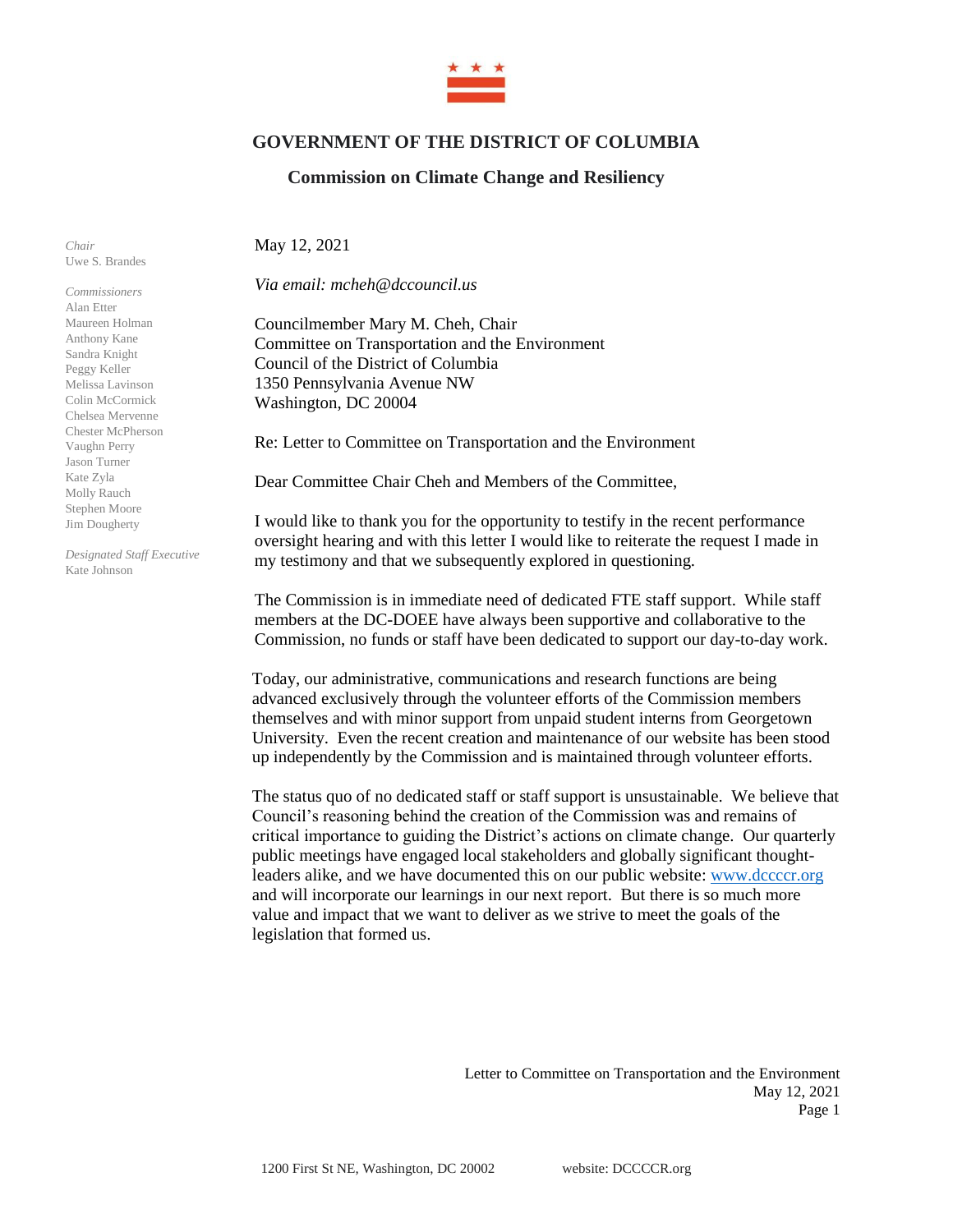# GOVERNMENT OF THE DISTRICT OF COLUMBIA

## Commission on Climate Change and Resiliency

*Chair*
Uwe S. Brandes

*Commissioners*
Alan Etter
Maureen Holman
Anthony Kane
Sandra Knight
Peggy Keller
Melissa Lavinson
Colin McCormick
Chelsea Mervenne
Chester McPherson
Vaughn Perry
Jason Turner
Kate Zyla
Molly Rauch
Stephen Moore
Jim Dougherty

*Designated Staff Executive*
Kate Johnson

May 12, 2021

*Via email: mcheh@dccouncil.us*

Councilmember Mary M. Cheh, Chair
Committee on Transportation and the Environment
Council of the District of Columbia
1350 Pennsylvania Avenue NW
Washington, DC 20004

Re: Letter to Committee on Transportation and the Environment

Dear Committee Chair Cheh and Members of the Committee,

I would like to thank you for the opportunity to testify in the recent performance oversight hearing and with this letter I would like to reiterate the request I made in my testimony and that we subsequently explored in questioning.

The Commission is in immediate need of dedicated FTE staff support. While staff members at the DC-DOEE have always been supportive and collaborative to the Commission, no funds or staff have been dedicated to support our day-to-day work.

Today, our administrative, communications and research functions are being advanced exclusively through the volunteer efforts of the Commission members themselves and with minor support from unpaid student interns from Georgetown University. Even the recent creation and maintenance of our website has been stood up independently by the Commission and is maintained through volunteer efforts.

The status quo of no dedicated staff or staff support is unsustainable. We believe that Council's reasoning behind the creation of the Commission was and remains of critical importance to guiding the District's actions on climate change. Our quarterly public meetings have engaged local stakeholders and globally significant thought-leaders alike, and we have documented this on our public website: www.dccccr.org and will incorporate our learnings in our next report. But there is so much more value and impact that we want to deliver as we strive to meet the goals of the legislation that formed us.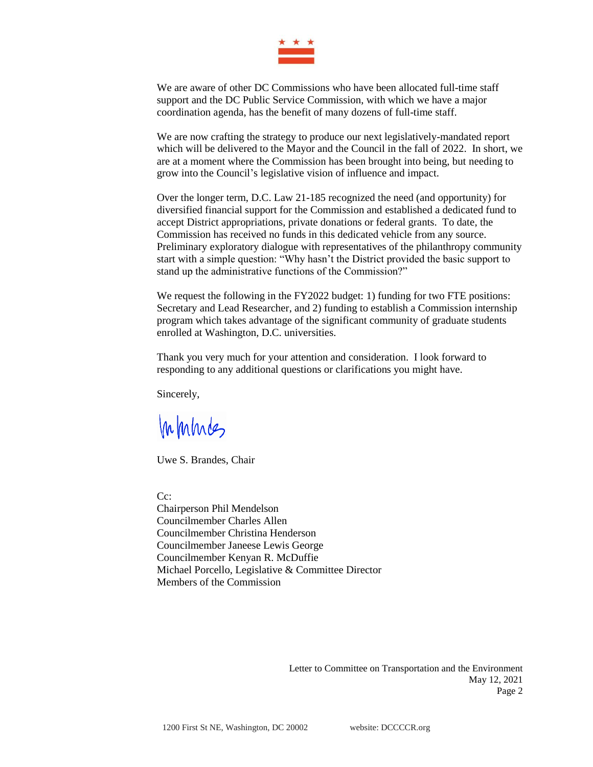We are aware of other DC Commissions who have been allocated full-time staff support and the DC Public Service Commission, with which we have a major coordination agenda, has the benefit of many dozens of full-time staff.

We are now crafting the strategy to produce our next legislatively-mandated report which will be delivered to the Mayor and the Council in the fall of 2022. In short, we are at a moment where the Commission has been brought into being, but needing to grow into the Council's legislative vision of influence and impact.

Over the longer term, D.C. Law 21-185 recognized the need (and opportunity) for diversified financial support for the Commission and established a dedicated fund to accept District appropriations, private donations or federal grants. To date, the Commission has received no funds in this dedicated vehicle from any source. Preliminary exploratory dialogue with representatives of the philanthropy community start with a simple question: "Why hasn't the District provided the basic support to stand up the administrative functions of the Commission?"

We request the following in the FY2022 budget: 1) funding for two FTE positions: Secretary and Lead Researcher, and 2) funding to establish a Commission internship program which takes advantage of the significant community of graduate students enrolled at Washington, D.C. universities.

Thank you very much for your attention and consideration. I look forward to responding to any additional questions or clarifications you might have.

Sincerely,

Uwe S. Brandes, Chair

Cc:
Chairperson Phil Mendelson
Councilmember Charles Allen
Councilmember Christina Henderson
Councilmember Janeese Lewis George
Councilmember Kenyan R. McDuffie
Michael Porcello, Legislative & Committee Director
Members of the Commission